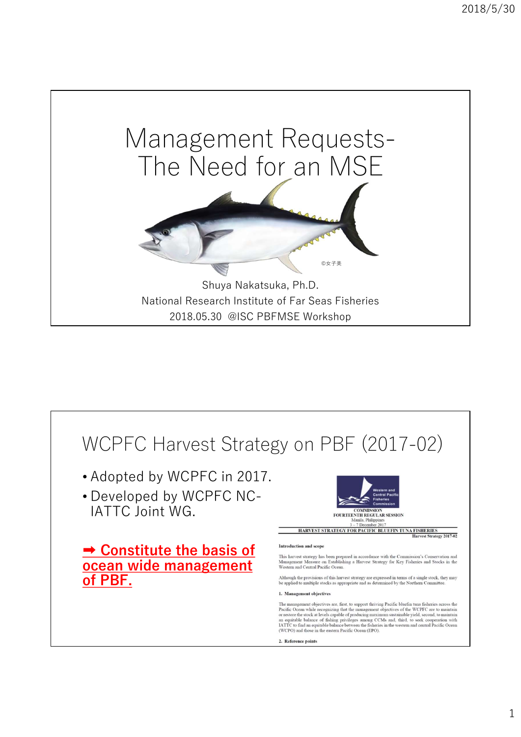# Management Requests- The Need for an MSE

©女子美

Shuya Nakatsuka, Ph.D.
National Research Institute of Far Seas Fisheries
2018.05.30 @ISC PBFMSE Workshop

## WCPFC Harvest Strategy on PBF (2017-02)

- Adopted by WCPFC in 2017.
- Developed by WCPFC NC-IATTC Joint WG.

**➡ Constitute the basis of ocean wide management of PBF.**

Western and Central Pacific Fisheries Commission

COMMISSION
FOURTEENTH REGULAR SESSION
Manila, Philippines
3 – 7 December 2017

HARVEST STRATEGY FOR PACIFIC BLUEFIN TUNA FISHERIES
Harvest Strategy 2017-02

**Introduction and scope**

This harvest strategy has been prepared in accordance with the Commission's Conservation and Management Measure on Establishing a Harvest Strategy for Key Fisheries and Stocks in the Western and Central Pacific Ocean.

Although the provisions of this harvest strategy are expressed in terms of a single stock, they may be applied to multiple stocks as appropriate and as determined by the Northern Committee.

**1. Management objectives**

The management objectives are, first, to support thriving Pacific bluefin tuna fisheries across the Pacific Ocean while recognizing that the management objectives of the WCPFC are to maintain or restore the stock at levels capable of producing maximum sustainable yield, second, to maintain an equitable balance of fishing privileges among CCMs and, third, to seek cooperation with IATTC to find an equitable balance between the fisheries in the western and central Pacific Ocean (WCPO) and those in the eastern Pacific Ocean (EPO).

**2. Reference points**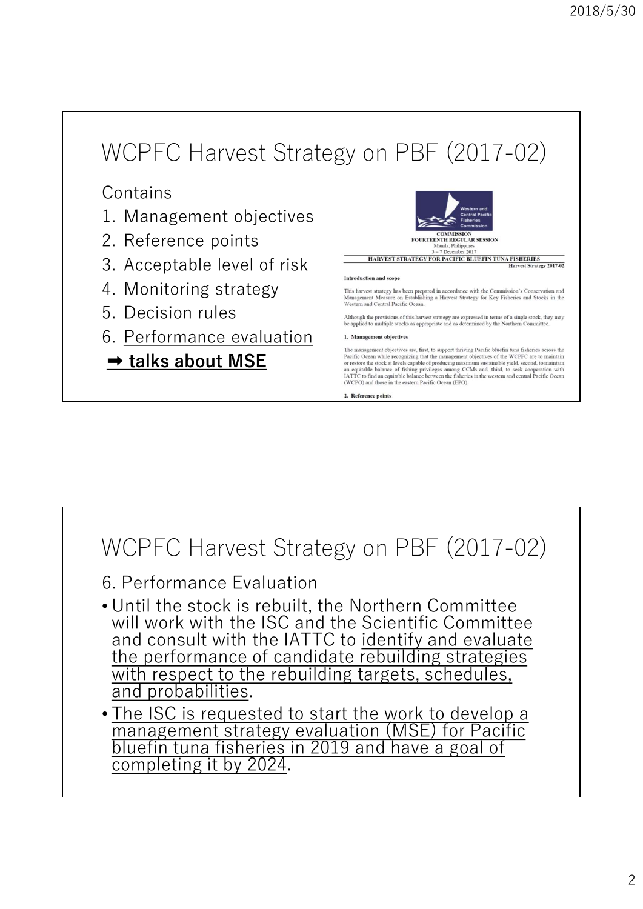## WCPFC Harvest Strategy on PBF (2017-02)

Contains

1. Management objectives
2. Reference points
3. Acceptable level of risk
4. Monitoring strategy
5. Decision rules
6. Performance evaluation

➡ **talks about MSE**

COMMISSION
FOURTEENTH REGULAR SESSION
Manila, Philippines
3 – 7 December 2017

HARVEST STRATEGY FOR PACIFIC BLUEFIN TUNA FISHERIES
Harvest Strategy 2017-02

**Introduction and scope**

This harvest strategy has been prepared in accordance with the Commission's Conservation and Management Measure on Establishing a Harvest Strategy for Key Fisheries and Stocks in the Western and Central Pacific Ocean.

Although the provisions of this harvest strategy are expressed in terms of a single stock, they may be applied to multiple stocks as appropriate and as determined by the Northern Committee.

**1. Management objectives**

The management objectives are, first, to support thriving Pacific bluefin tuna fisheries across the Pacific Ocean while recognizing that the management objectives of the WCPFC are to maintain or restore the stock at levels capable of producing maximum sustainable yield, second, to maintain an equitable balance of fishing privileges among CCMs and, third, to seek cooperation with IATTC to find an equitable balance between the fisheries in the western and central Pacific Ocean (WCPO) and those in the eastern Pacific Ocean (EPO).

**2. Reference points**

## WCPFC Harvest Strategy on PBF (2017-02)

6. Performance Evaluation

- Until the stock is rebuilt, the Northern Committee will work with the ISC and the Scientific Committee and consult with the IATTC to identify and evaluate the performance of candidate rebuilding strategies with respect to the rebuilding targets, schedules, and probabilities.
- The ISC is requested to start the work to develop a management strategy evaluation (MSE) for Pacific bluefin tuna fisheries in 2019 and have a goal of completing it by 2024.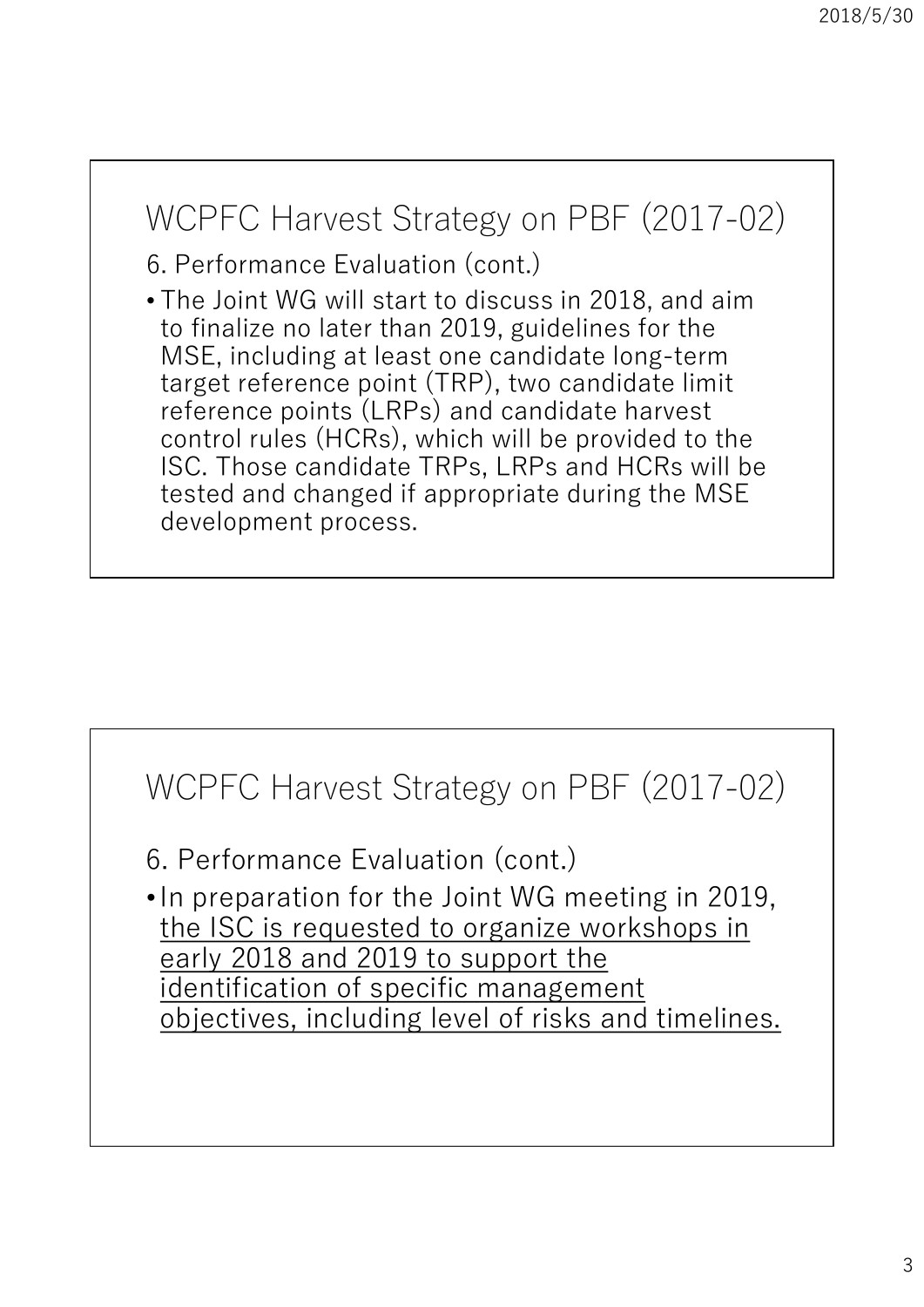## WCPFC Harvest Strategy on PBF (2017-02)

6. Performance Evaluation (cont.)

- The Joint WG will start to discuss in 2018, and aim to finalize no later than 2019, guidelines for the MSE, including at least one candidate long-term target reference point (TRP), two candidate limit reference points (LRPs) and candidate harvest control rules (HCRs), which will be provided to the ISC. Those candidate TRPs, LRPs and HCRs will be tested and changed if appropriate during the MSE development process.

## WCPFC Harvest Strategy on PBF (2017-02)

6. Performance Evaluation (cont.)

- In preparation for the Joint WG meeting in 2019, <u>the ISC is requested to organize workshops in early 2018 and 2019 to support the identification of specific management objectives, including level of risks and timelines.</u>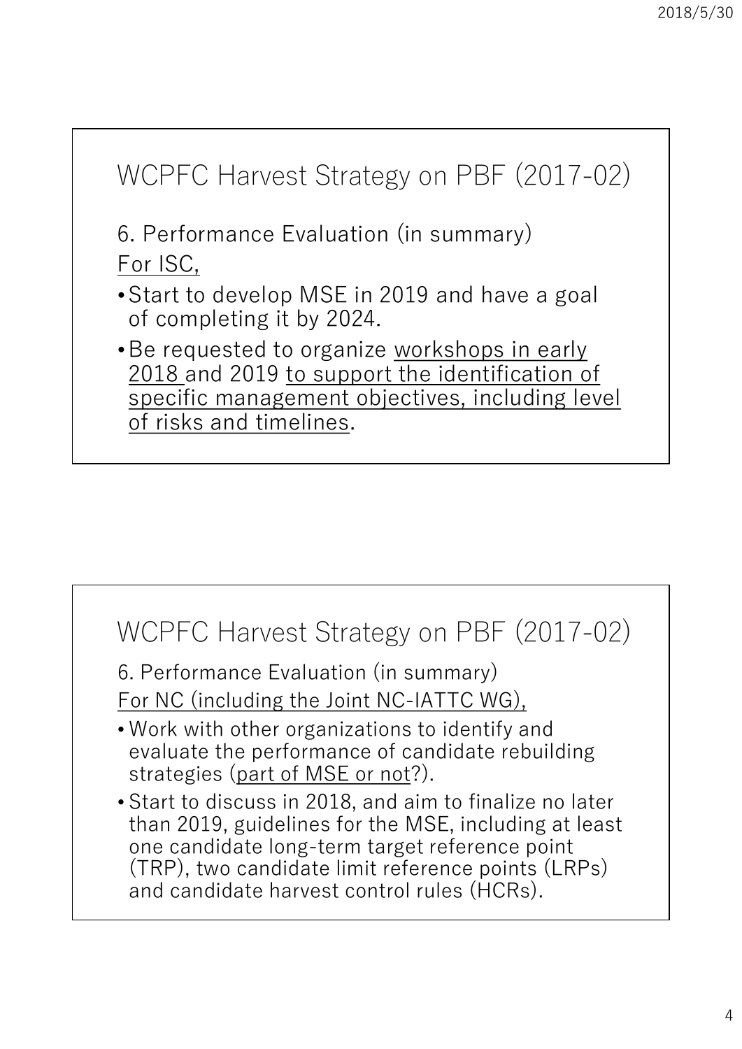## WCPFC Harvest Strategy on PBF (2017-02)

6. Performance Evaluation (in summary)

<u>For ISC,</u>

- Start to develop MSE in 2019 and have a goal of completing it by 2024.
- Be requested to organize <u>workshops in early 2018</u> and 2019 <u>to support the identification of specific management objectives, including level of risks and timelines</u>.

## WCPFC Harvest Strategy on PBF (2017-02)

6. Performance Evaluation (in summary)

<u>For NC (including the Joint NC-IATTC WG),</u>

- Work with other organizations to identify and evaluate the performance of candidate rebuilding strategies (<u>part of MSE or not</u>?).
- Start to discuss in 2018, and aim to finalize no later than 2019, guidelines for the MSE, including at least one candidate long-term target reference point (TRP), two candidate limit reference points (LRPs) and candidate harvest control rules (HCRs).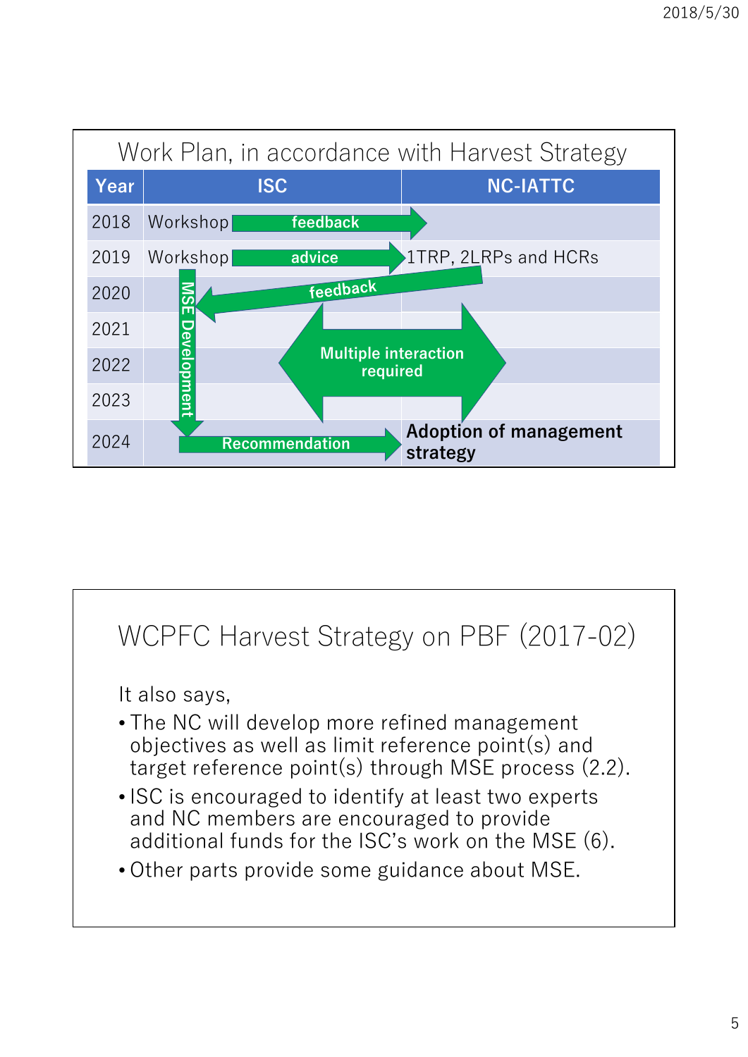## Work Plan, in accordance with Harvest Strategy

| Year | ISC | NC-IATTC |
|---|---|---|
| 2018 | Workshop → feedback → | |
| 2019 | Workshop → advice → | 1TRP, 2LRPs and HCRs |
| 2020 | MSE Development ← feedback ← | |
| 2021 | Multiple interaction required | |
| 2022 | | |
| 2023 | | |
| 2024 | Recommendation → | **Adoption of management strategy** |

## WCPFC Harvest Strategy on PBF (2017-02)

It also says,

- The NC will develop more refined management objectives as well as limit reference point(s) and target reference point(s) through MSE process (2.2).
- ISC is encouraged to identify at least two experts and NC members are encouraged to provide additional funds for the ISC's work on the MSE (6).
- Other parts provide some guidance about MSE.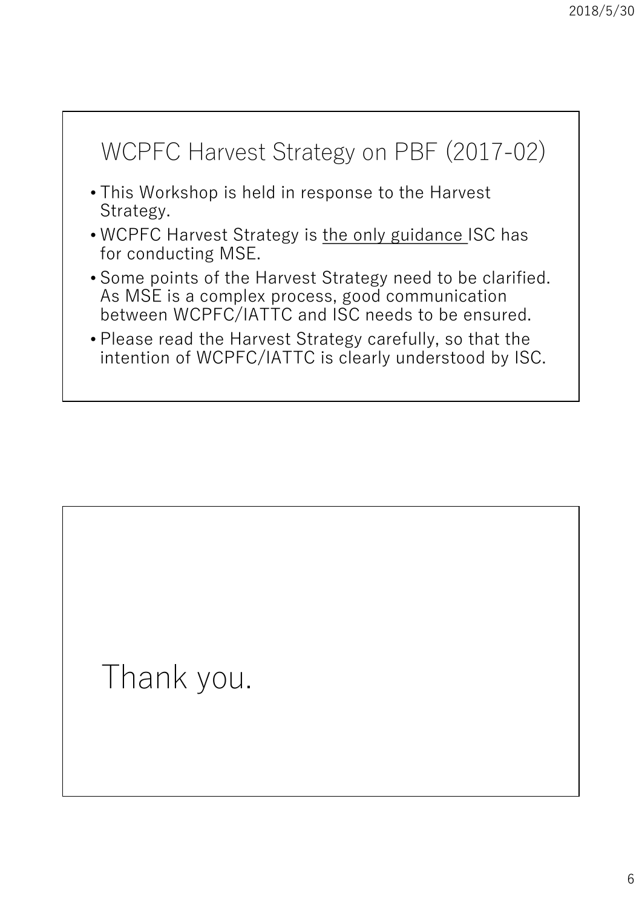## WCPFC Harvest Strategy on PBF (2017-02)

- This Workshop is held in response to the Harvest Strategy.
- WCPFC Harvest Strategy is <u>the only guidance</u> ISC has for conducting MSE.
- Some points of the Harvest Strategy need to be clarified. As MSE is a complex process, good communication between WCPFC/IATTC and ISC needs to be ensured.
- Please read the Harvest Strategy carefully, so that the intention of WCPFC/IATTC is clearly understood by ISC.

Thank you.